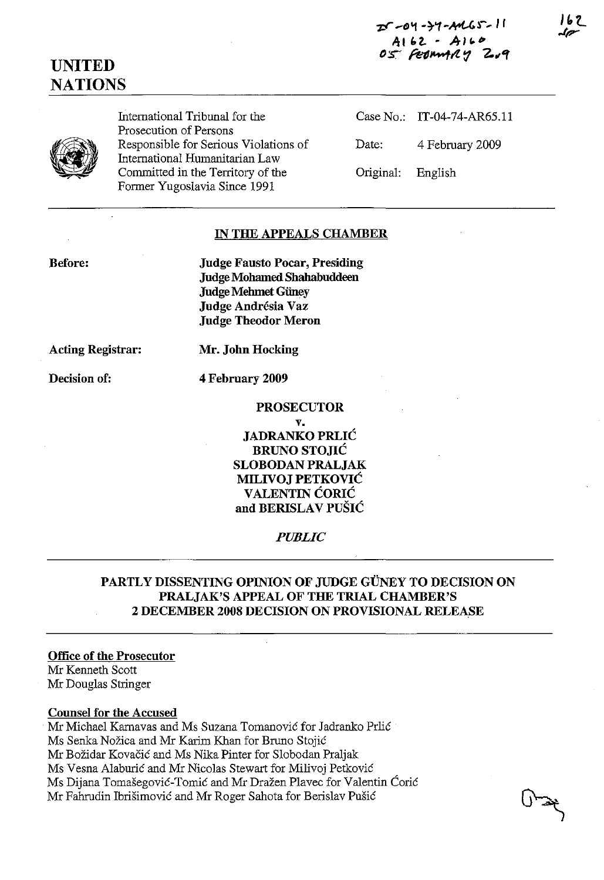IT-04-74-AR65.11
A162 - A160
05 February 2009

162

# UNITED NATIONS

International Tribunal for the Prosecution of Persons Responsible for Serious Violations of International Humanitarian Law Committed in the Territory of the Former Yugoslavia Since 1991

Case No.: IT-04-74-AR65.11

Date: 4 February 2009

Original: English

## IN THE APPEALS CHAMBER

**Before:**

**Judge Fausto Pocar, Presiding**
**Judge Mohamed Shahabuddeen**
**Judge Mehmet Güney**
**Judge Andrésia Vaz**
**Judge Theodor Meron**

**Acting Registrar:** **Mr. John Hocking**

**Decision of:** **4 February 2009**

**PROSECUTOR**

**v.**

**JADRANKO PRLIĆ**
**BRUNO STOJIĆ**
**SLOBODAN PRALJAK**
**MILIVOJ PETKOVIĆ**
**VALENTIN ĆORIĆ**
**and BERISLAV PUŠIĆ**

*PUBLIC*

## PARTLY DISSENTING OPINION OF JUDGE GÜNEY TO DECISION ON PRALJAK'S APPEAL OF THE TRIAL CHAMBER'S 2 DECEMBER 2008 DECISION ON PROVISIONAL RELEASE

**Office of the Prosecutor**
Mr Kenneth Scott
Mr Douglas Stringer

**Counsel for the Accused**
Mr Michael Karnavas and Ms Suzana Tomanović for Jadranko Prlić
Ms Senka Nožica and Mr Karim Khan for Bruno Stojić
Mr Božidar Kovačić and Ms Nika Pinter for Slobodan Praljak
Ms Vesna Alaburić and Mr Nicolas Stewart for Milivoj Petković
Ms Dijana Tomašegović-Tomić and Mr Dražen Plavec for Valentin Ćorić
Mr Fahrudin Ibrišimović and Mr Roger Sahota for Berislav Pušić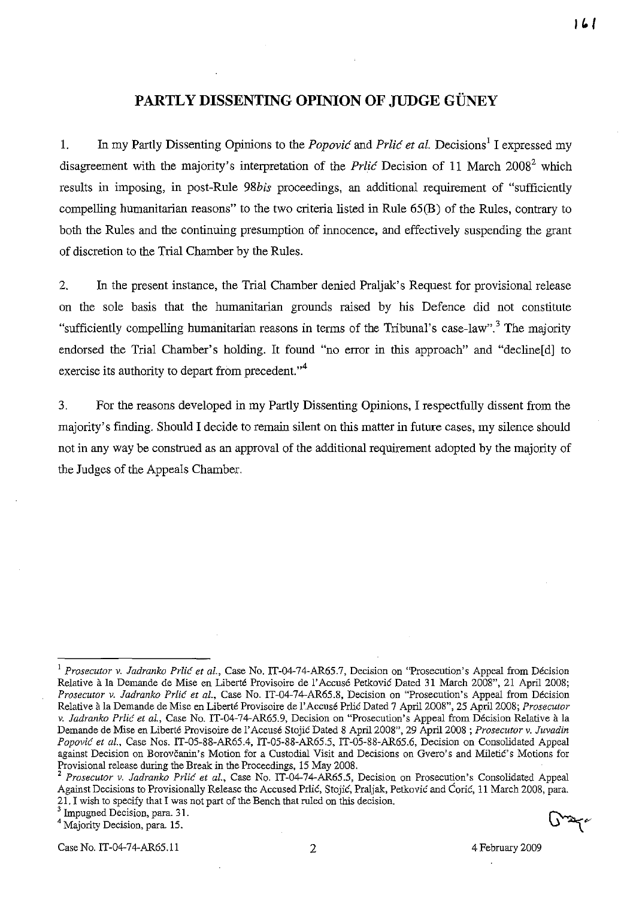## PARTLY DISSENTING OPINION OF JUDGE GÜNEY

1. In my Partly Dissenting Opinions to the *Popović* and *Prlić et al.* Decisions[1] I expressed my disagreement with the majority's interpretation of the *Prlić* Decision of 11 March 2008[2] which results in imposing, in post-Rule *98bis* proceedings, an additional requirement of "sufficiently compelling humanitarian reasons" to the two criteria listed in Rule 65(B) of the Rules, contrary to both the Rules and the continuing presumption of innocence, and effectively suspending the grant of discretion to the Trial Chamber by the Rules.

2. In the present instance, the Trial Chamber denied Praljak's Request for provisional release on the sole basis that the humanitarian grounds raised by his Defence did not constitute "sufficiently compelling humanitarian reasons in terms of the Tribunal's case-law".[3] The majority endorsed the Trial Chamber's holding. It found "no error in this approach" and "decline[d] to exercise its authority to depart from precedent."[4]

3. For the reasons developed in my Partly Dissenting Opinions, I respectfully dissent from the majority's finding. Should I decide to remain silent on this matter in future cases, my silence should not in any way be construed as an approval of the additional requirement adopted by the majority of the Judges of the Appeals Chamber.

---

[1] *Prosecutor v. Jadranko Prlić et al.*, Case No. IT-04-74-AR65.7, Decision on "Prosecution's Appeal from Décision Relative à la Demande de Mise en Liberté Provisoire de l'Accusé Petković Dated 31 March 2008", 21 April 2008; *Prosecutor v. Jadranko Prlić et al.*, Case No. IT-04-74-AR65.8, Decision on "Prosecution's Appeal from Décision Relative à la Demande de Mise en Liberté Provisoire de l'Accusé Prlić Dated 7 April 2008", 25 April 2008; *Prosecutor v. Jadranko Prlić et al.*, Case No. IT-04-74-AR65.9, Decision on "Prosecution's Appeal from Décision Relative à la Demande de Mise en Liberté Provisoire de l'Accusé Stojić Dated 8 April 2008", 29 April 2008 ; *Prosecutor v. Juvadin Popović et al.*, Case Nos. IT-05-88-AR65.4, IT-05-88-AR65.5, IT-05-88-AR65.6, Decision on Consolidated Appeal against Decision on Borovčanin's Motion for a Custodial Visit and Decisions on Gvero's and Miletić's Motions for Provisional release during the Break in the Proceedings, 15 May 2008.

[2] *Prosecutor v. Jadranko Prlić et al.*, Case No. IT-04-74-AR65.5, Decision on Prosecution's Consolidated Appeal Against Decisions to Provisionally Release the Accused Prlić, Stojić, Praljak, Petković and Ćorić, 11 March 2008, para. 21. I wish to specify that I was not part of the Bench that ruled on this decision.

[3] Impugned Decision, para. 31.

[4] Majority Decision, para. 15.

Case No. IT-04-74-AR65.11 — 4 February 2009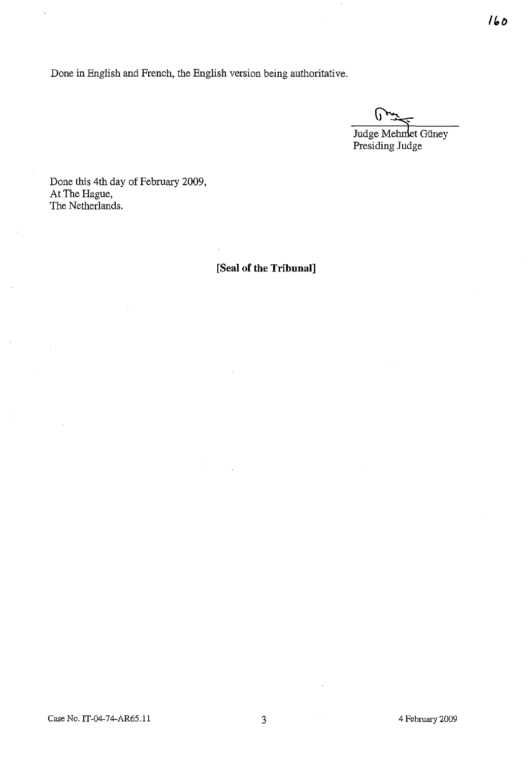Done in English and French, the English version being authoritative.

Judge Mehmet Güney
Presiding Judge

Done this 4th day of February 2009,
At The Hague,
The Netherlands.

**[Seal of the Tribunal]**